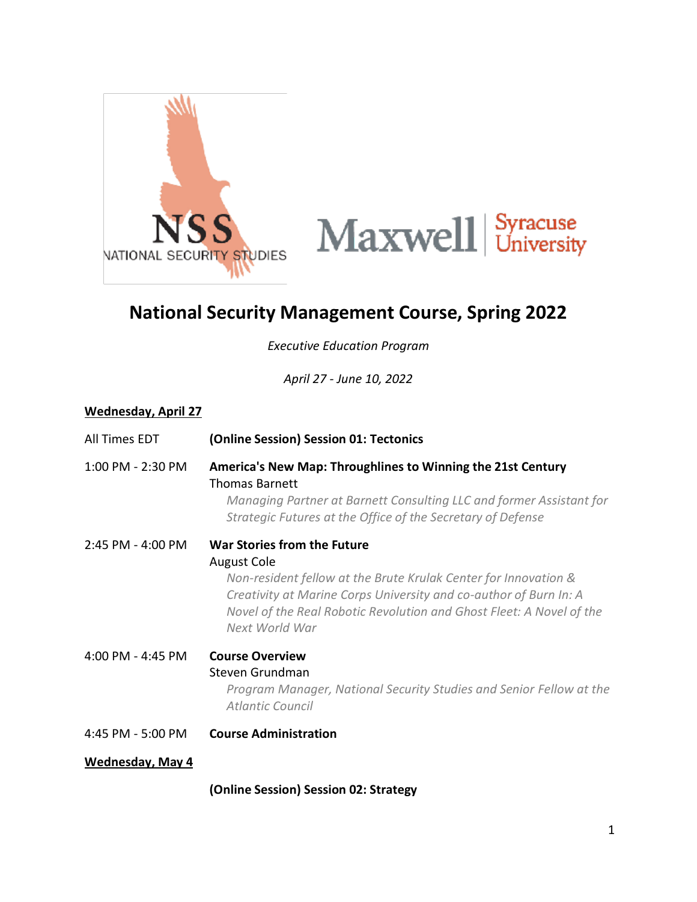# National Security Management Course, Spring 2022

*Executive Education Program*

*April 27 - June 10, 2022*

**Wednesday, April 27**

All Times EDT — **(Online Session) Session 01: Tectonics**

1:00 PM - 2:30 PM — **America's New Map: Throughlines to Winning the 21st Century**
Thomas Barnett
*Managing Partner at Barnett Consulting LLC and former Assistant for Strategic Futures at the Office of the Secretary of Defense*

2:45 PM - 4:00 PM — **War Stories from the Future**
August Cole
*Non-resident fellow at the Brute Krulak Center for Innovation & Creativity at Marine Corps University and co-author of Burn In: A Novel of the Real Robotic Revolution and Ghost Fleet: A Novel of the Next World War*

4:00 PM - 4:45 PM — **Course Overview**
Steven Grundman
*Program Manager, National Security Studies and Senior Fellow at the Atlantic Council*

4:45 PM - 5:00 PM — **Course Administration**

**Wednesday, May 4**

**(Online Session) Session 02: Strategy**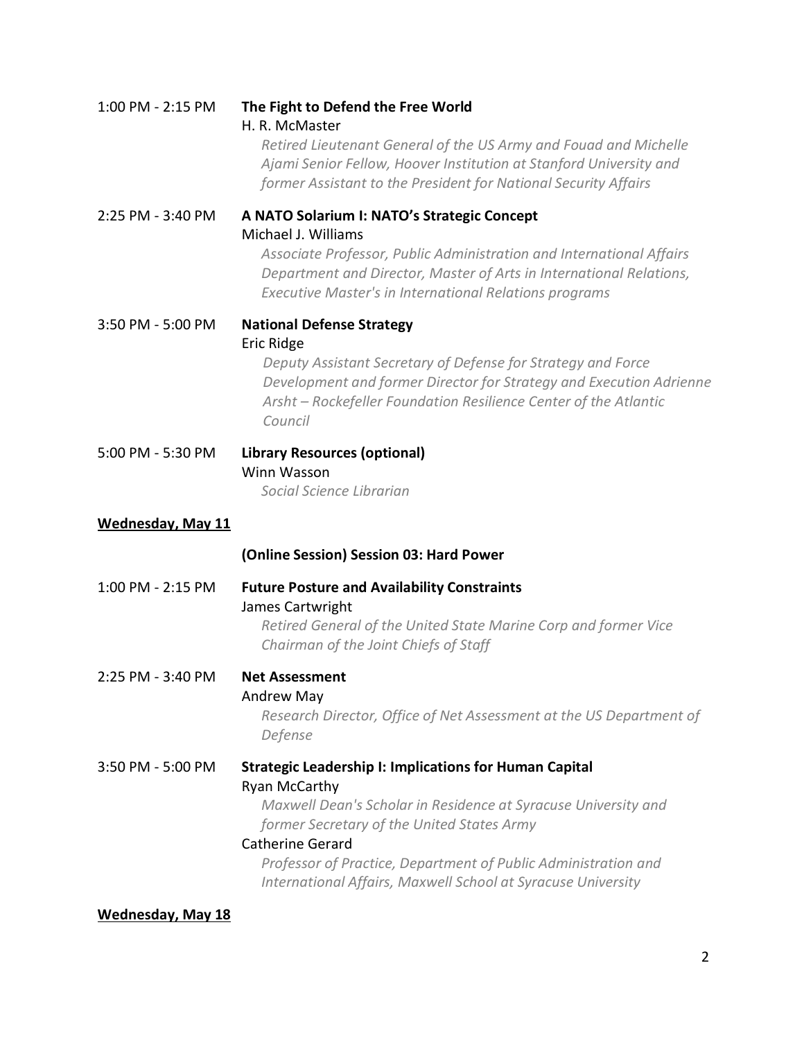1:00 PM - 2:15 PM **The Fight to Defend the Free World**
H. R. McMaster
*Retired Lieutenant General of the US Army and Fouad and Michelle Ajami Senior Fellow, Hoover Institution at Stanford University and former Assistant to the President for National Security Affairs*

2:25 PM - 3:40 PM **A NATO Solarium I: NATO's Strategic Concept**
Michael J. Williams
*Associate Professor, Public Administration and International Affairs Department and Director, Master of Arts in International Relations, Executive Master's in International Relations programs*

3:50 PM - 5:00 PM **National Defense Strategy**
Eric Ridge
*Deputy Assistant Secretary of Defense for Strategy and Force Development and former Director for Strategy and Execution Adrienne Arsht – Rockefeller Foundation Resilience Center of the Atlantic Council*

5:00 PM - 5:30 PM **Library Resources (optional)**
Winn Wasson
*Social Science Librarian*

**Wednesday, May 11**

**(Online Session) Session 03: Hard Power**

1:00 PM - 2:15 PM **Future Posture and Availability Constraints**
James Cartwright
*Retired General of the United State Marine Corp and former Vice Chairman of the Joint Chiefs of Staff*

2:25 PM - 3:40 PM **Net Assessment**
Andrew May
*Research Director, Office of Net Assessment at the US Department of Defense*

3:50 PM - 5:00 PM **Strategic Leadership I: Implications for Human Capital**
Ryan McCarthy
*Maxwell Dean's Scholar in Residence at Syracuse University and former Secretary of the United States Army*
Catherine Gerard
*Professor of Practice, Department of Public Administration and International Affairs, Maxwell School at Syracuse University*

**Wednesday, May 18**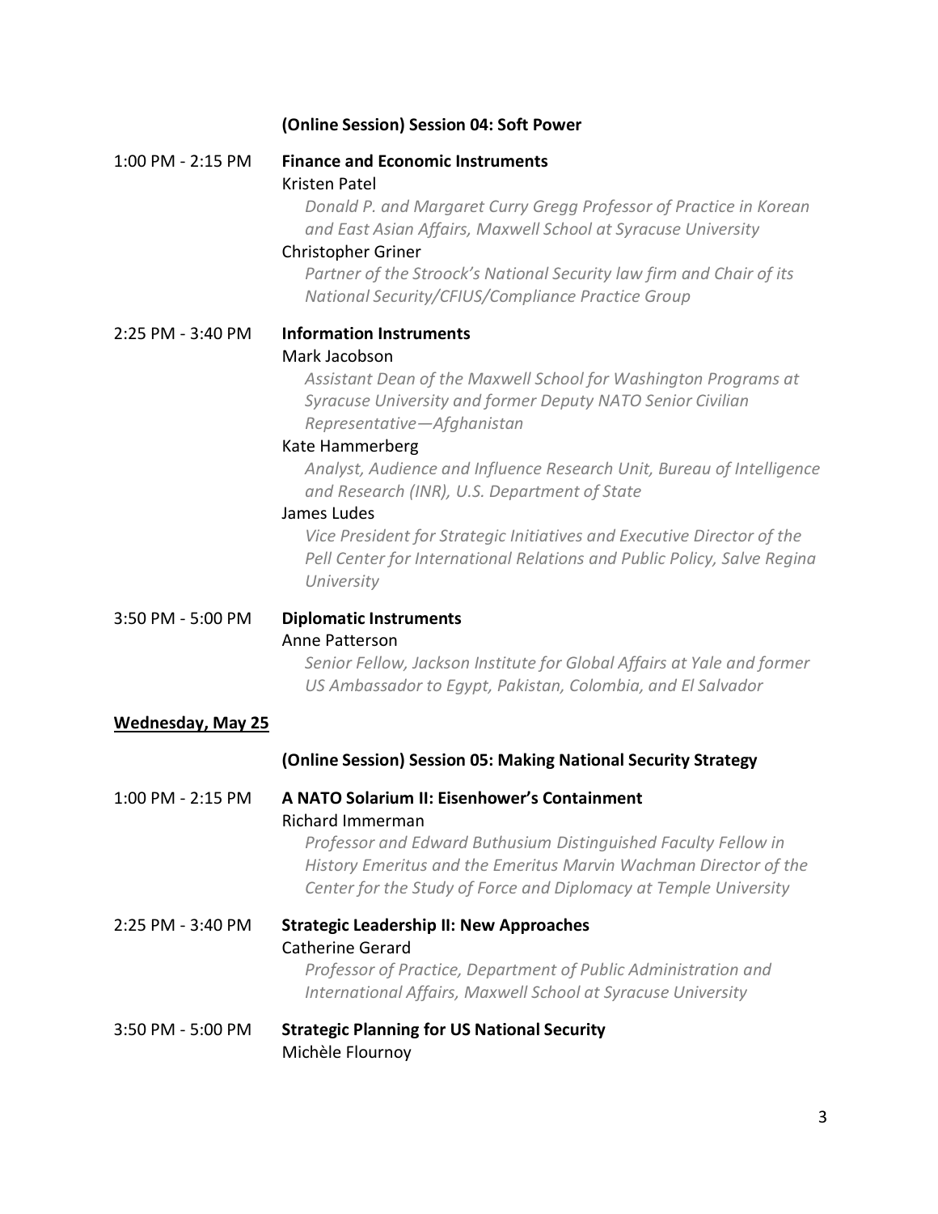**(Online Session) Session 04: Soft Power**

1:00 PM - 2:15 PM **Finance and Economic Instruments**

Kristen Patel
*Donald P. and Margaret Curry Gregg Professor of Practice in Korean and East Asian Affairs, Maxwell School at Syracuse University*

Christopher Griner
*Partner of the Stroock's National Security law firm and Chair of its National Security/CFIUS/Compliance Practice Group*

2:25 PM - 3:40 PM **Information Instruments**

Mark Jacobson
*Assistant Dean of the Maxwell School for Washington Programs at Syracuse University and former Deputy NATO Senior Civilian Representative—Afghanistan*

Kate Hammerberg
*Analyst, Audience and Influence Research Unit, Bureau of Intelligence and Research (INR), U.S. Department of State*

James Ludes
*Vice President for Strategic Initiatives and Executive Director of the Pell Center for International Relations and Public Policy, Salve Regina University*

3:50 PM - 5:00 PM **Diplomatic Instruments**

Anne Patterson
*Senior Fellow, Jackson Institute for Global Affairs at Yale and former US Ambassador to Egypt, Pakistan, Colombia, and El Salvador*

**Wednesday, May 25**

**(Online Session) Session 05: Making National Security Strategy**

1:00 PM - 2:15 PM **A NATO Solarium II: Eisenhower's Containment**

Richard Immerman
*Professor and Edward Buthusium Distinguished Faculty Fellow in History Emeritus and the Emeritus Marvin Wachman Director of the Center for the Study of Force and Diplomacy at Temple University*

2:25 PM - 3:40 PM **Strategic Leadership II: New Approaches**

Catherine Gerard
*Professor of Practice, Department of Public Administration and International Affairs, Maxwell School at Syracuse University*

3:50 PM - 5:00 PM **Strategic Planning for US National Security**

Michèle Flournoy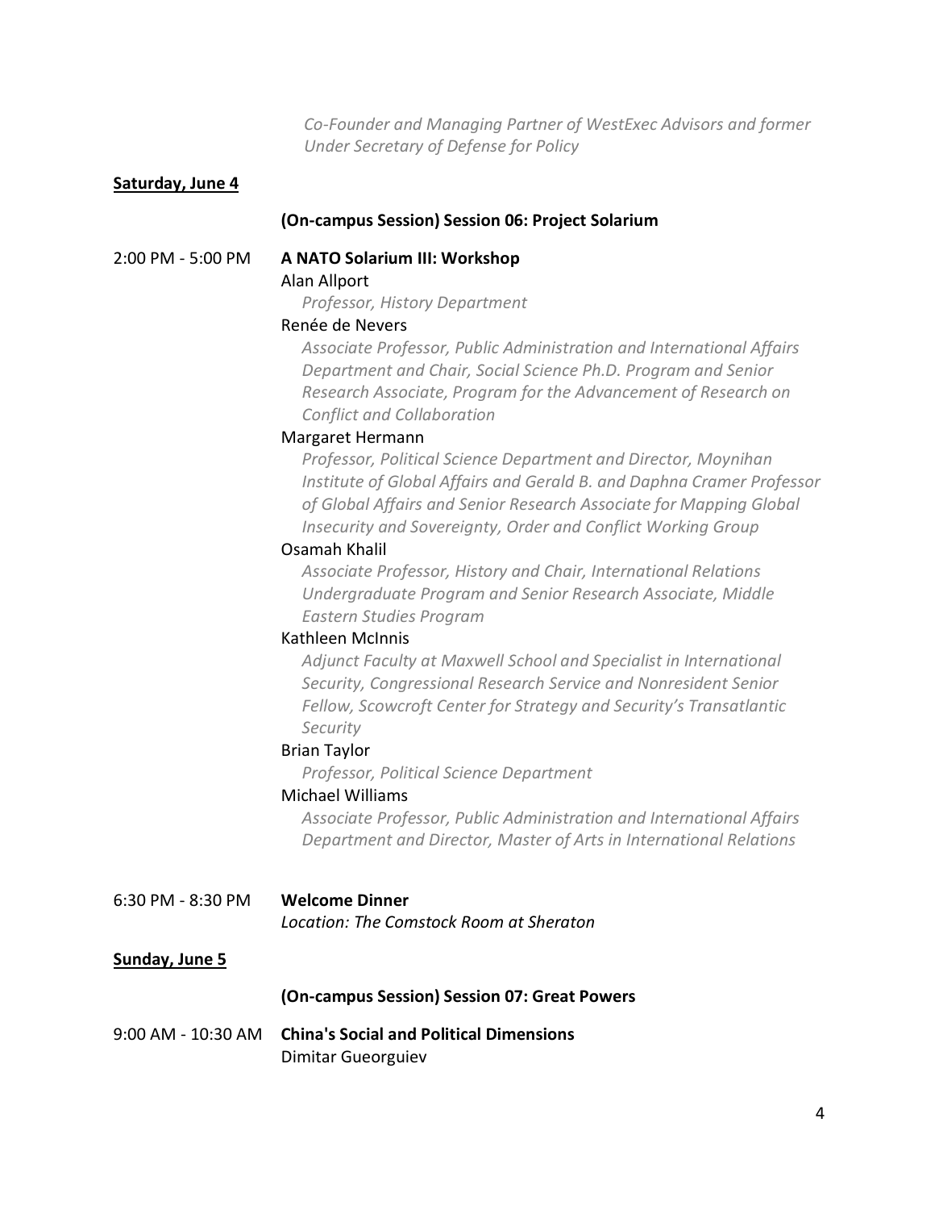*Co-Founder and Managing Partner of WestExec Advisors and former Under Secretary of Defense for Policy*

**Saturday, June 4**

**(On-campus Session) Session 06: Project Solarium**

2:00 PM - 5:00 PM **A NATO Solarium III: Workshop**

Alan Allport
*Professor, History Department*

Renée de Nevers
*Associate Professor, Public Administration and International Affairs Department and Chair, Social Science Ph.D. Program and Senior Research Associate, Program for the Advancement of Research on Conflict and Collaboration*

Margaret Hermann
*Professor, Political Science Department and Director, Moynihan Institute of Global Affairs and Gerald B. and Daphna Cramer Professor of Global Affairs and Senior Research Associate for Mapping Global Insecurity and Sovereignty, Order and Conflict Working Group*

Osamah Khalil
*Associate Professor, History and Chair, International Relations Undergraduate Program and Senior Research Associate, Middle Eastern Studies Program*

Kathleen McInnis
*Adjunct Faculty at Maxwell School and Specialist in International Security, Congressional Research Service and Nonresident Senior Fellow, Scowcroft Center for Strategy and Security's Transatlantic Security*

Brian Taylor
*Professor, Political Science Department*

Michael Williams
*Associate Professor, Public Administration and International Affairs Department and Director, Master of Arts in International Relations*

6:30 PM - 8:30 PM **Welcome Dinner**
*Location: The Comstock Room at Sheraton*

**Sunday, June 5**

**(On-campus Session) Session 07: Great Powers**

9:00 AM - 10:30 AM **China's Social and Political Dimensions**

Dimitar Gueorguiev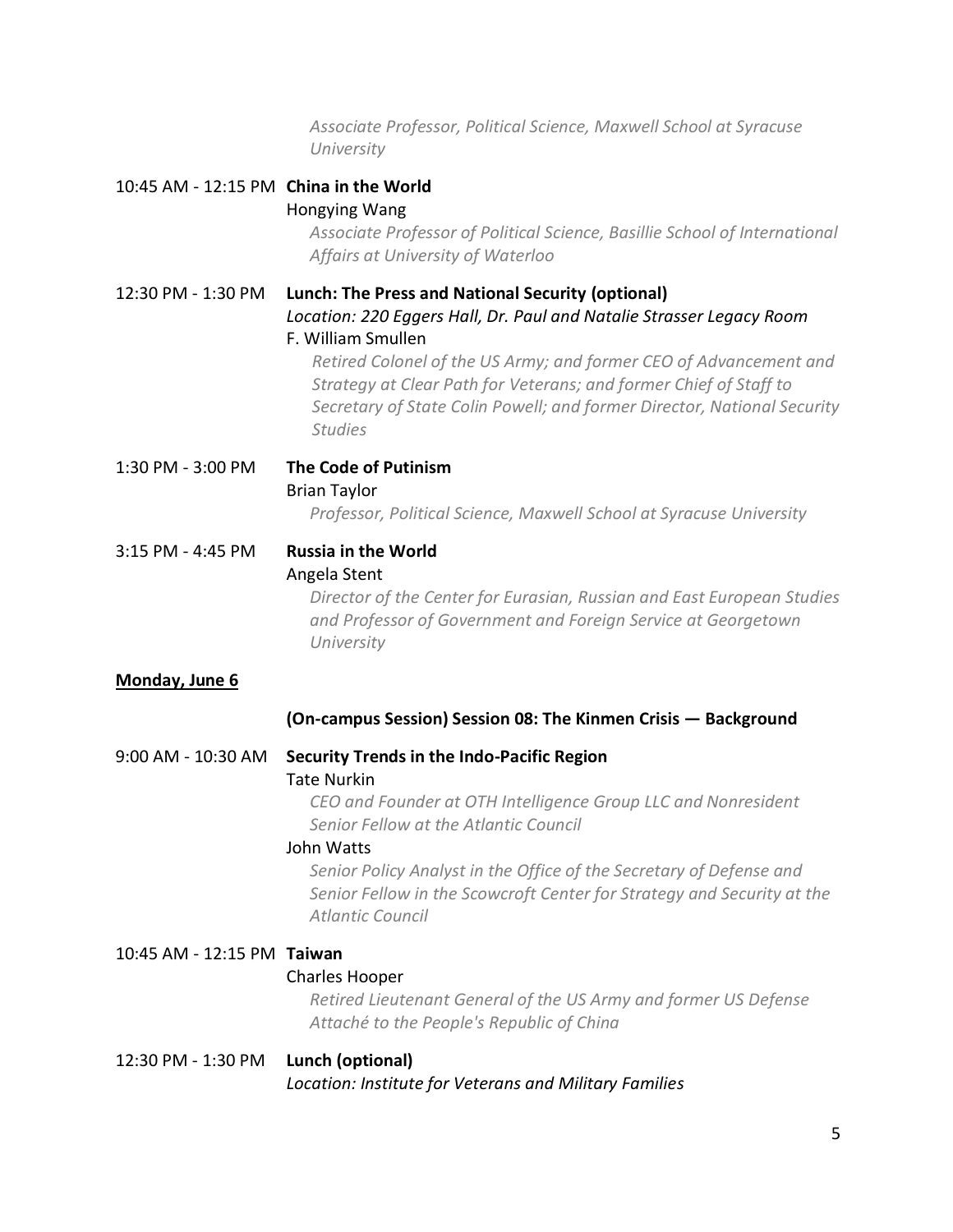*Associate Professor, Political Science, Maxwell School at Syracuse University*

10:45 AM - 12:15 PM **China in the World**

Hongying Wang

*Associate Professor of Political Science, Basillie School of International Affairs at University of Waterloo*

12:30 PM - 1:30 PM **Lunch: The Press and National Security (optional)**

*Location: 220 Eggers Hall, Dr. Paul and Natalie Strasser Legacy Room*

F. William Smullen

*Retired Colonel of the US Army; and former CEO of Advancement and Strategy at Clear Path for Veterans; and former Chief of Staff to Secretary of State Colin Powell; and former Director, National Security Studies*

1:30 PM - 3:00 PM **The Code of Putinism**

Brian Taylor

*Professor, Political Science, Maxwell School at Syracuse University*

3:15 PM - 4:45 PM **Russia in the World**

Angela Stent

*Director of the Center for Eurasian, Russian and East European Studies and Professor of Government and Foreign Service at Georgetown University*

**Monday, June 6**

**(On-campus Session) Session 08: The Kinmen Crisis — Background**

9:00 AM - 10:30 AM **Security Trends in the Indo-Pacific Region**

Tate Nurkin

*CEO and Founder at OTH Intelligence Group LLC and Nonresident Senior Fellow at the Atlantic Council*

John Watts

*Senior Policy Analyst in the Office of the Secretary of Defense and Senior Fellow in the Scowcroft Center for Strategy and Security at the Atlantic Council*

10:45 AM - 12:15 PM **Taiwan**

Charles Hooper

*Retired Lieutenant General of the US Army and former US Defense Attaché to the People's Republic of China*

12:30 PM - 1:30 PM **Lunch (optional)**

*Location: Institute for Veterans and Military Families*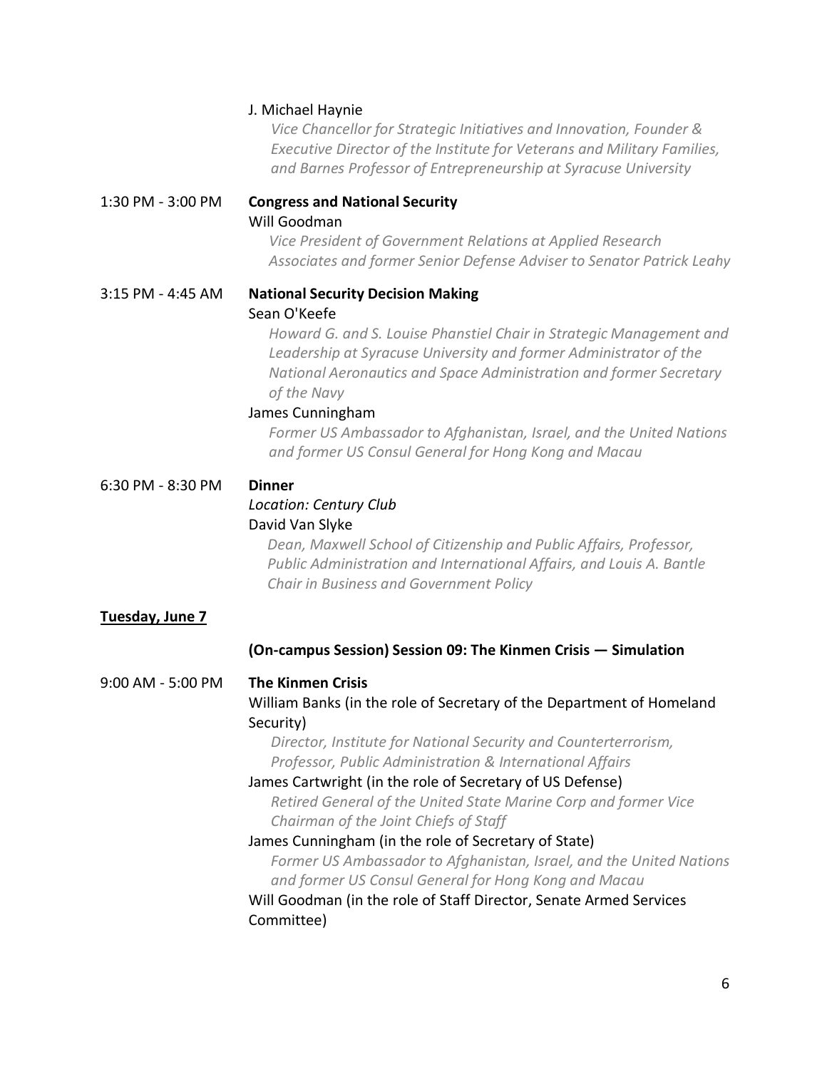J. Michael Haynie
*Vice Chancellor for Strategic Initiatives and Innovation, Founder & Executive Director of the Institute for Veterans and Military Families, and Barnes Professor of Entrepreneurship at Syracuse University*

1:30 PM - 3:00 PM **Congress and National Security**
Will Goodman
*Vice President of Government Relations at Applied Research Associates and former Senior Defense Adviser to Senator Patrick Leahy*

3:15 PM - 4:45 AM **National Security Decision Making**
Sean O'Keefe
*Howard G. and S. Louise Phanstiel Chair in Strategic Management and Leadership at Syracuse University and former Administrator of the National Aeronautics and Space Administration and former Secretary of the Navy*
James Cunningham
*Former US Ambassador to Afghanistan, Israel, and the United Nations and former US Consul General for Hong Kong and Macau*

6:30 PM - 8:30 PM **Dinner**
*Location: Century Club*
David Van Slyke
*Dean, Maxwell School of Citizenship and Public Affairs, Professor, Public Administration and International Affairs, and Louis A. Bantle Chair in Business and Government Policy*

**Tuesday, June 7**

**(On-campus Session) Session 09: The Kinmen Crisis — Simulation**

9:00 AM - 5:00 PM **The Kinmen Crisis**
William Banks (in the role of Secretary of the Department of Homeland Security)
*Director, Institute for National Security and Counterterrorism, Professor, Public Administration & International Affairs*
James Cartwright (in the role of Secretary of US Defense)
*Retired General of the United State Marine Corp and former Vice Chairman of the Joint Chiefs of Staff*
James Cunningham (in the role of Secretary of State)
*Former US Ambassador to Afghanistan, Israel, and the United Nations and former US Consul General for Hong Kong and Macau*
Will Goodman (in the role of Staff Director, Senate Armed Services Committee)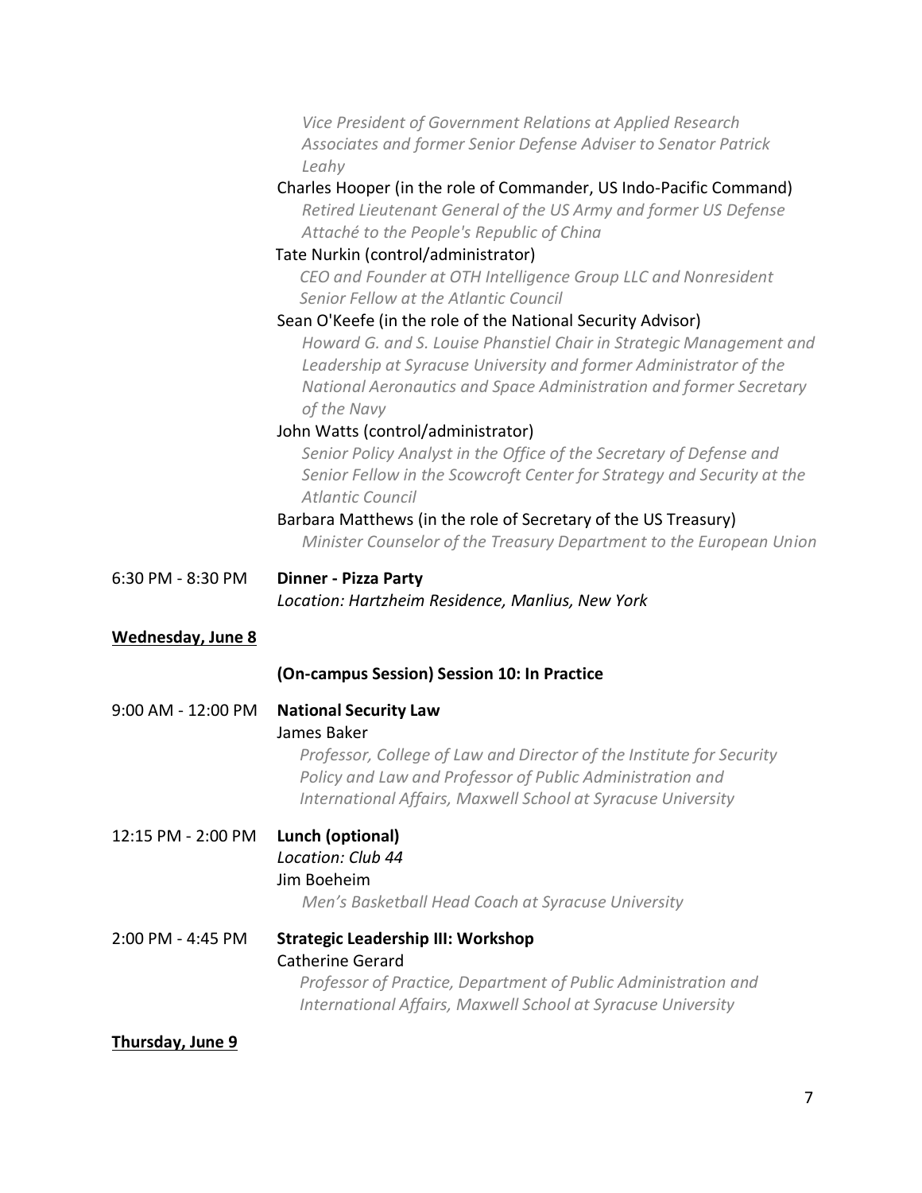*Vice President of Government Relations at Applied Research Associates and former Senior Defense Adviser to Senator Patrick Leahy*

Charles Hooper (in the role of Commander, US Indo-Pacific Command)
*Retired Lieutenant General of the US Army and former US Defense Attaché to the People's Republic of China*

Tate Nurkin (control/administrator)
*CEO and Founder at OTH Intelligence Group LLC and Nonresident Senior Fellow at the Atlantic Council*

Sean O'Keefe (in the role of the National Security Advisor)
*Howard G. and S. Louise Phanstiel Chair in Strategic Management and Leadership at Syracuse University and former Administrator of the National Aeronautics and Space Administration and former Secretary of the Navy*

John Watts (control/administrator)
*Senior Policy Analyst in the Office of the Secretary of Defense and Senior Fellow in the Scowcroft Center for Strategy and Security at the Atlantic Council*

Barbara Matthews (in the role of Secretary of the US Treasury)
*Minister Counselor of the Treasury Department to the European Union*

6:30 PM - 8:30 PM **Dinner - Pizza Party**
*Location: Hartzheim Residence, Manlius, New York*

## Wednesday, June 8

**(On-campus Session) Session 10: In Practice**

9:00 AM - 12:00 PM **National Security Law**
James Baker
*Professor, College of Law and Director of the Institute for Security Policy and Law and Professor of Public Administration and International Affairs, Maxwell School at Syracuse University*

12:15 PM - 2:00 PM **Lunch (optional)**
*Location: Club 44*
Jim Boeheim
*Men's Basketball Head Coach at Syracuse University*

2:00 PM - 4:45 PM **Strategic Leadership III: Workshop**
Catherine Gerard
*Professor of Practice, Department of Public Administration and International Affairs, Maxwell School at Syracuse University*

## Thursday, June 9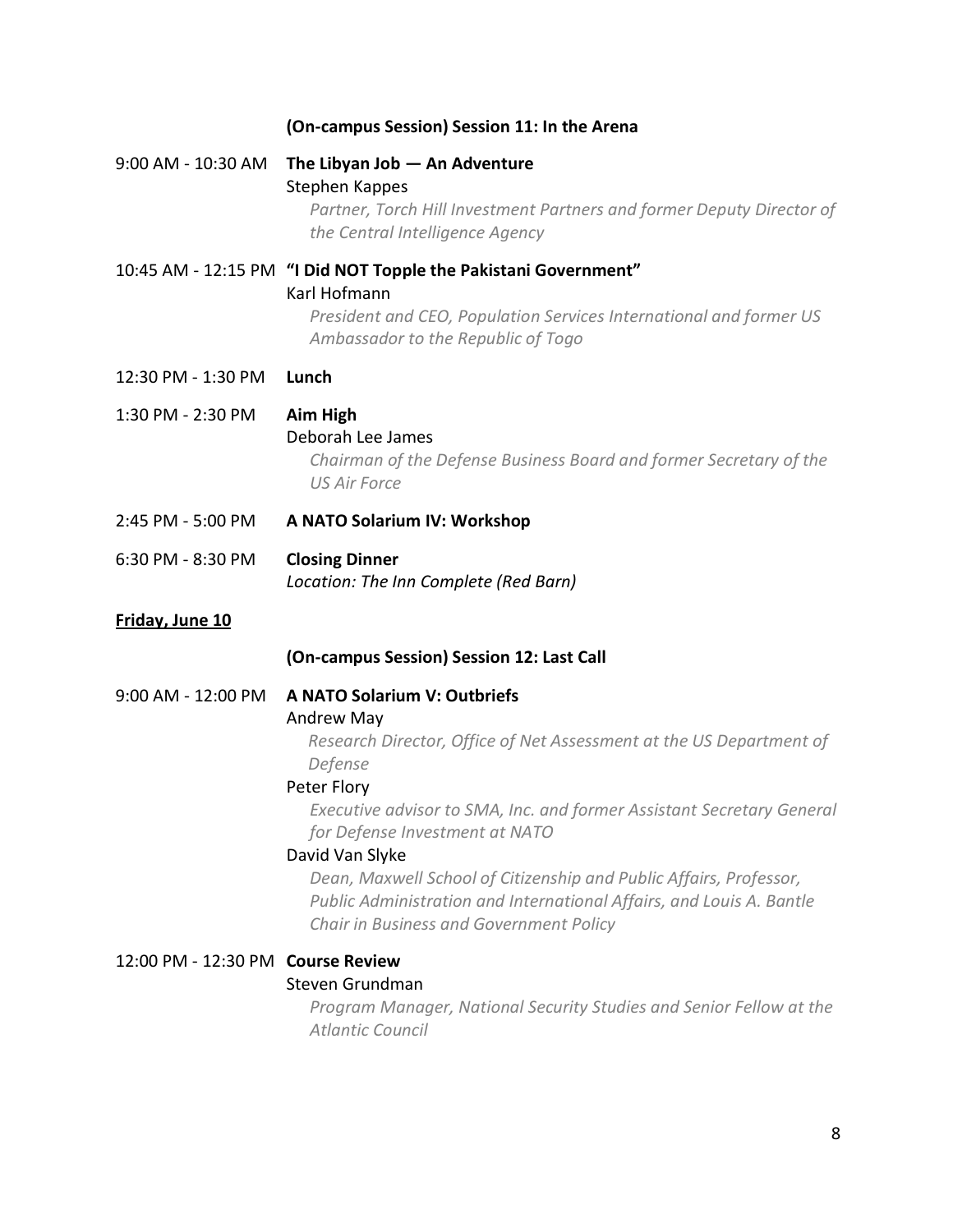**(On-campus Session) Session 11: In the Arena**

9:00 AM - 10:30 AM **The Libyan Job — An Adventure**
Stephen Kappes
*Partner, Torch Hill Investment Partners and former Deputy Director of the Central Intelligence Agency*

10:45 AM - 12:15 PM **"I Did NOT Topple the Pakistani Government"**
Karl Hofmann
*President and CEO, Population Services International and former US Ambassador to the Republic of Togo*

12:30 PM - 1:30 PM **Lunch**

1:30 PM - 2:30 PM **Aim High**
Deborah Lee James
*Chairman of the Defense Business Board and former Secretary of the US Air Force*

2:45 PM - 5:00 PM **A NATO Solarium IV: Workshop**

6:30 PM - 8:30 PM **Closing Dinner**
*Location: The Inn Complete (Red Barn)*

**Friday, June 10**

**(On-campus Session) Session 12: Last Call**

9:00 AM - 12:00 PM **A NATO Solarium V: Outbriefs**
Andrew May
*Research Director, Office of Net Assessment at the US Department of Defense*
Peter Flory
*Executive advisor to SMA, Inc. and former Assistant Secretary General for Defense Investment at NATO*
David Van Slyke
*Dean, Maxwell School of Citizenship and Public Affairs, Professor, Public Administration and International Affairs, and Louis A. Bantle Chair in Business and Government Policy*

12:00 PM - 12:30 PM **Course Review**
Steven Grundman
*Program Manager, National Security Studies and Senior Fellow at the Atlantic Council*